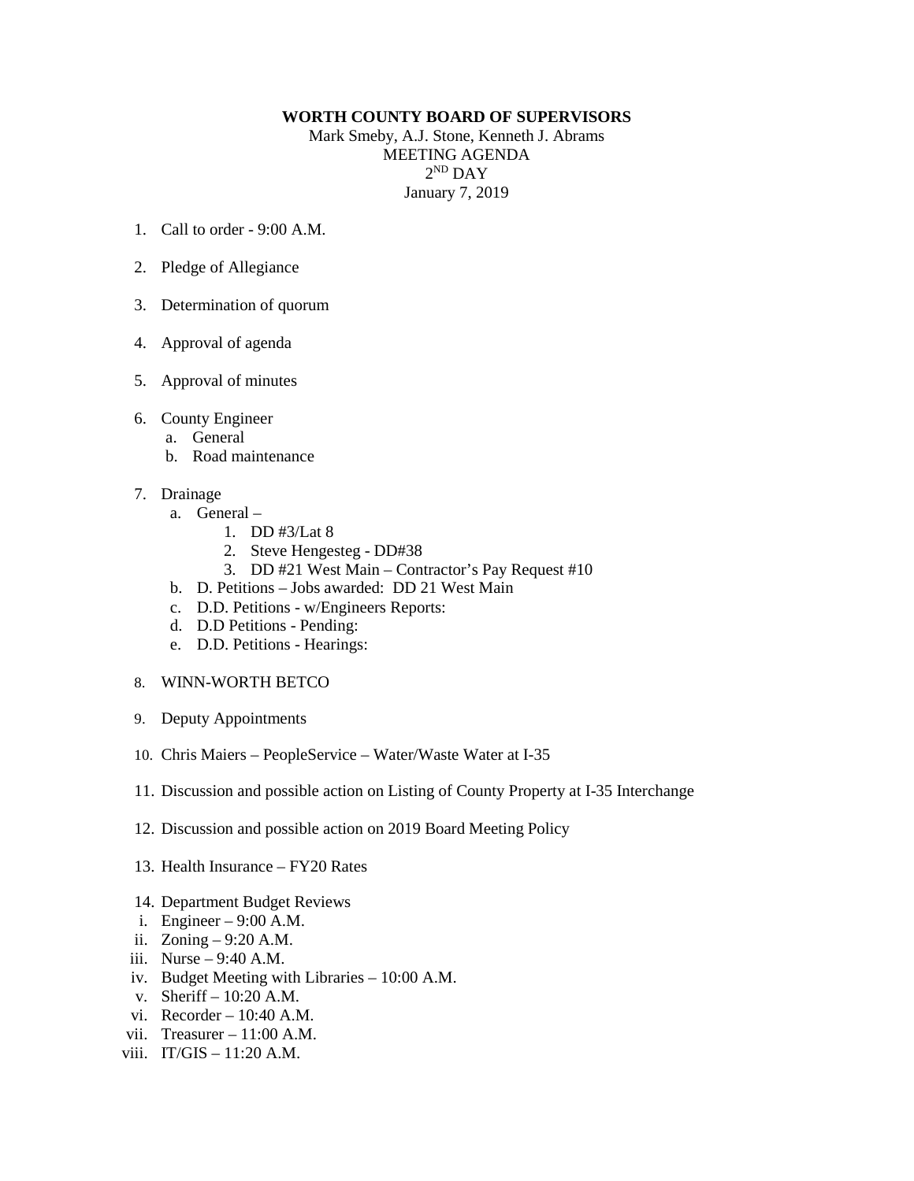**WORTH COUNTY BOARD OF SUPERVISORS**

Mark Smeby, A.J. Stone, Kenneth J. Abrams

MEETING AGENDA

2ND DAY

January 7, 2019

1. Call to order - 9:00 A.M.

2. Pledge of Allegiance

3. Determination of quorum

4. Approval of agenda

5. Approval of minutes

6. County Engineer
   a. General
   b. Road maintenance

7. Drainage
   a. General –
      1. DD #3/Lat 8
      2. Steve Hengesteg - DD#38
      3. DD #21 West Main – Contractor's Pay Request #10
   b. D. Petitions – Jobs awarded: DD 21 West Main
   c. D.D. Petitions - w/Engineers Reports:
   d. D.D Petitions - Pending:
   e. D.D. Petitions - Hearings:

8. WINN-WORTH BETCO

9. Deputy Appointments

10. Chris Maiers – PeopleService – Water/Waste Water at I-35

11. Discussion and possible action on Listing of County Property at I-35 Interchange

12. Discussion and possible action on 2019 Board Meeting Policy

13. Health Insurance – FY20 Rates

14. Department Budget Reviews
    i. Engineer – 9:00 A.M.
    ii. Zoning – 9:20 A.M.
    iii. Nurse – 9:40 A.M.
    iv. Budget Meeting with Libraries – 10:00 A.M.
    v. Sheriff – 10:20 A.M.
    vi. Recorder – 10:40 A.M.
    vii. Treasurer – 11:00 A.M.
    viii. IT/GIS – 11:20 A.M.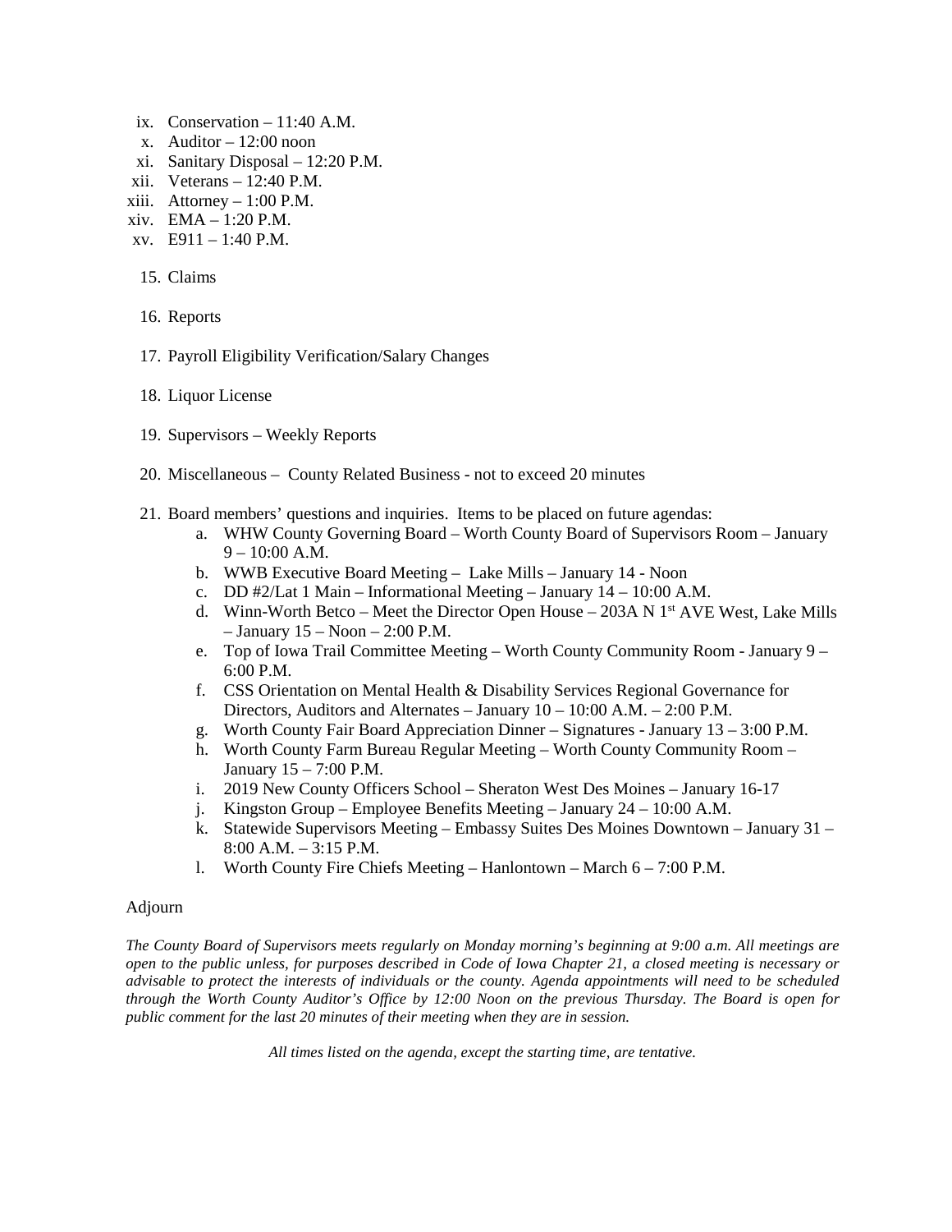ix. Conservation – 11:40 A.M.
x. Auditor – 12:00 noon
xi. Sanitary Disposal – 12:20 P.M.
xii. Veterans – 12:40 P.M.
xiii. Attorney – 1:00 P.M.
xiv. EMA – 1:20 P.M.
xv. E911 – 1:40 P.M.

15. Claims

16. Reports

17. Payroll Eligibility Verification/Salary Changes

18. Liquor License

19. Supervisors – Weekly Reports

20. Miscellaneous – County Related Business - not to exceed 20 minutes

21. Board members' questions and inquiries. Items to be placed on future agendas:
    a. WHW County Governing Board – Worth County Board of Supervisors Room – January 9 – 10:00 A.M.
    b. WWB Executive Board Meeting – Lake Mills – January 14 - Noon
    c. DD #2/Lat 1 Main – Informational Meeting – January 14 – 10:00 A.M.
    d. Winn-Worth Betco – Meet the Director Open House – 203A N 1st AVE West, Lake Mills – January 15 – Noon – 2:00 P.M.
    e. Top of Iowa Trail Committee Meeting – Worth County Community Room - January 9 – 6:00 P.M.
    f. CSS Orientation on Mental Health & Disability Services Regional Governance for Directors, Auditors and Alternates – January 10 – 10:00 A.M. – 2:00 P.M.
    g. Worth County Fair Board Appreciation Dinner – Signatures - January 13 – 3:00 P.M.
    h. Worth County Farm Bureau Regular Meeting – Worth County Community Room – January 15 – 7:00 P.M.
    i. 2019 New County Officers School – Sheraton West Des Moines – January 16-17
    j. Kingston Group – Employee Benefits Meeting – January 24 – 10:00 A.M.
    k. Statewide Supervisors Meeting – Embassy Suites Des Moines Downtown – January 31 – 8:00 A.M. – 3:15 P.M.
    l. Worth County Fire Chiefs Meeting – Hanlontown – March 6 – 7:00 P.M.

Adjourn

*The County Board of Supervisors meets regularly on Monday morning's beginning at 9:00 a.m. All meetings are open to the public unless, for purposes described in Code of Iowa Chapter 21, a closed meeting is necessary or advisable to protect the interests of individuals or the county. Agenda appointments will need to be scheduled through the Worth County Auditor's Office by 12:00 Noon on the previous Thursday. The Board is open for public comment for the last 20 minutes of their meeting when they are in session.*

*All times listed on the agenda, except the starting time, are tentative.*